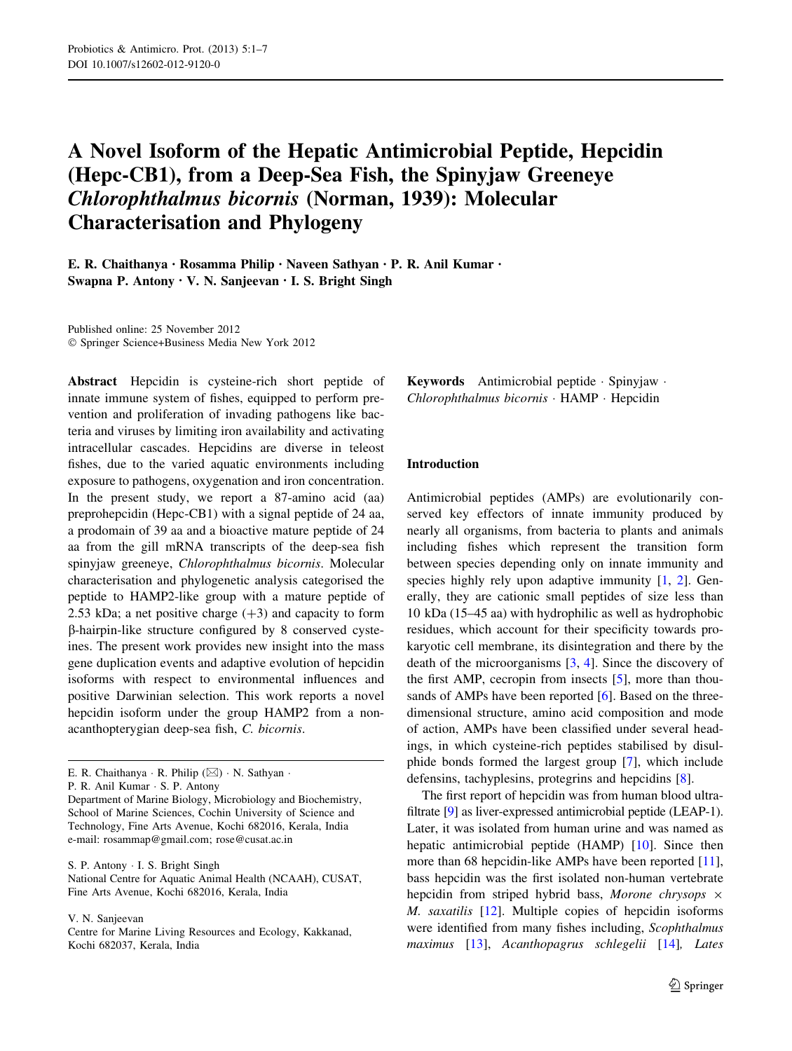# A Novel Isoform of the Hepatic Antimicrobial Peptide, Hepcidin (Hepc-CB1), from a Deep-Sea Fish, the Spinyjaw Greeneye *Chlorophthalmus bicornis* (Norman, 1939): Molecular Characterisation and Phylogeny

**E. R. Chaithanya · Rosamma Philip · Naveen Sathyan · P. R. Anil Kumar · Swapna P. Antony · V. N. Sanjeevan · I. S. Bright Singh**

Published online: 25 November 2012
© Springer Science+Business Media New York 2012

**Abstract** Hepcidin is cysteine-rich short peptide of innate immune system of fishes, equipped to perform prevention and proliferation of invading pathogens like bacteria and viruses by limiting iron availability and activating intracellular cascades. Hepcidins are diverse in teleost fishes, due to the varied aquatic environments including exposure to pathogens, oxygenation and iron concentration. In the present study, we report a 87-amino acid (aa) preprohepcidin (Hepc-CB1) with a signal peptide of 24 aa, a prodomain of 39 aa and a bioactive mature peptide of 24 aa from the gill mRNA transcripts of the deep-sea fish spinyjaw greeneye, *Chlorophthalmus bicornis*. Molecular characterisation and phylogenetic analysis categorised the peptide to HAMP2-like group with a mature peptide of 2.53 kDa; a net positive charge (+3) and capacity to form β-hairpin-like structure configured by 8 conserved cysteines. The present work provides new insight into the mass gene duplication events and adaptive evolution of hepcidin isoforms with respect to environmental influences and positive Darwinian selection. This work reports a novel hepcidin isoform under the group HAMP2 from a non-acanthopterygian deep-sea fish, *C. bicornis*.

**Keywords** Antimicrobial peptide · Spinyjaw · *Chlorophthalmus bicornis* · HAMP · Hepcidin

E. R. Chaithanya · R. Philip (✉) · N. Sathyan · P. R. Anil Kumar · S. P. Antony
Department of Marine Biology, Microbiology and Biochemistry, School of Marine Sciences, Cochin University of Science and Technology, Fine Arts Avenue, Kochi 682016, Kerala, India
e-mail: rosammap@gmail.com; rose@cusat.ac.in

S. P. Antony · I. S. Bright Singh
National Centre for Aquatic Animal Health (NCAAH), CUSAT, Fine Arts Avenue, Kochi 682016, Kerala, India

V. N. Sanjeevan
Centre for Marine Living Resources and Ecology, Kakkanad, Kochi 682037, Kerala, India

## Introduction

Antimicrobial peptides (AMPs) are evolutionarily conserved key effectors of innate immunity produced by nearly all organisms, from bacteria to plants and animals including fishes which represent the transition form between species depending only on innate immunity and species highly rely upon adaptive immunity [1, 2]. Generally, they are cationic small peptides of size less than 10 kDa (15–45 aa) with hydrophilic as well as hydrophobic residues, which account for their specificity towards prokaryotic cell membrane, its disintegration and there by the death of the microorganisms [3, 4]. Since the discovery of the first AMP, cecropin from insects [5], more than thousands of AMPs have been reported [6]. Based on the three-dimensional structure, amino acid composition and mode of action, AMPs have been classified under several headings, in which cysteine-rich peptides stabilised by disulphide bonds formed the largest group [7], which include defensins, tachyplesins, protegrins and hepcidins [8].

The first report of hepcidin was from human blood ultrafiltrate [9] as liver-expressed antimicrobial peptide (LEAP-1). Later, it was isolated from human urine and was named as hepatic antimicrobial peptide (HAMP) [10]. Since then more than 68 hepcidin-like AMPs have been reported [11], bass hepcidin was the first isolated non-human vertebrate hepcidin from striped hybrid bass, *Morone chrysops* × *M. saxatilis* [12]. Multiple copies of hepcidin isoforms were identified from many fishes including, *Scophthalmus maximus* [13], *Acanthopagrus schlegelii* [14], *Lates*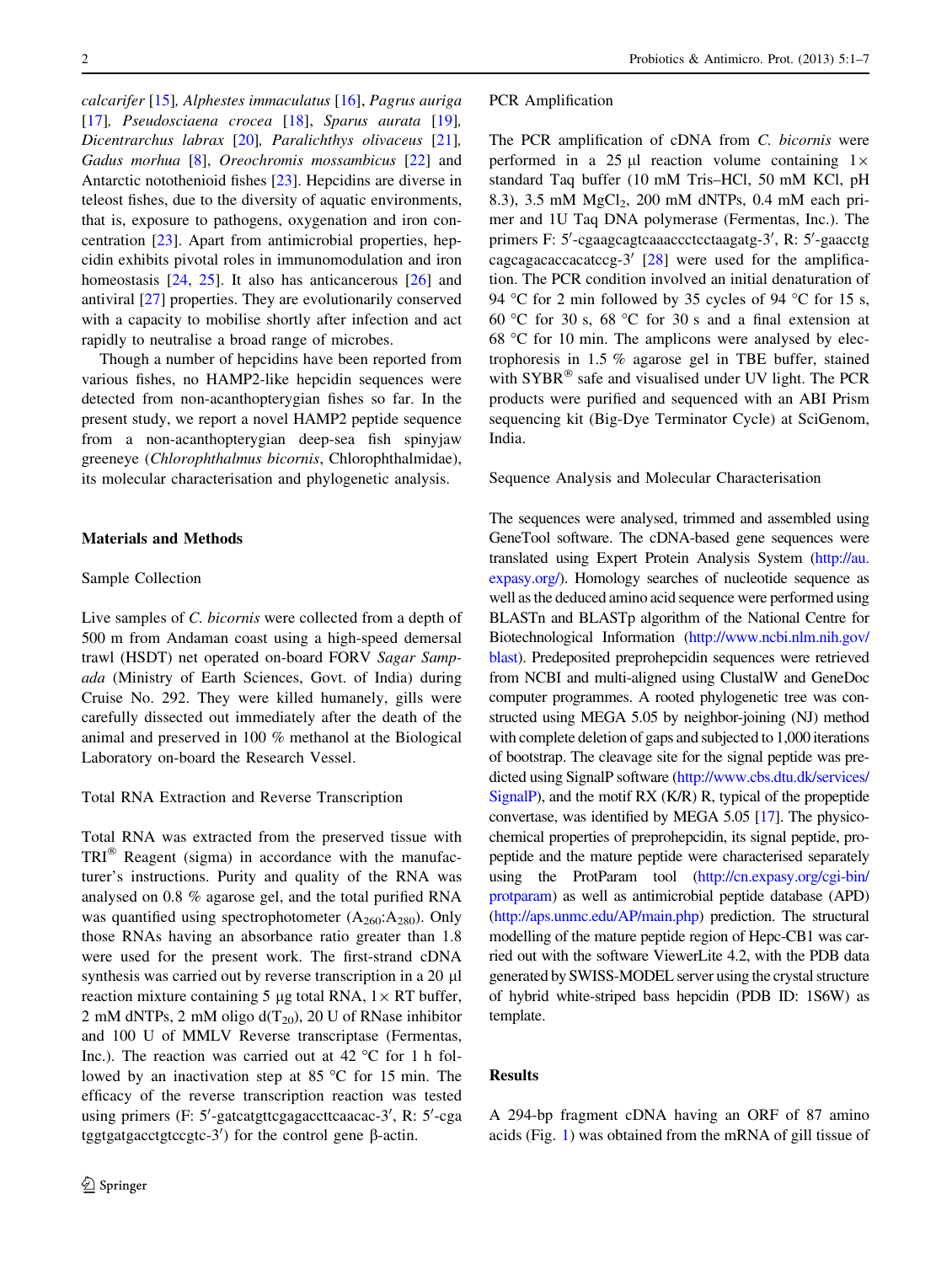*calcarifer* [15], *Alphestes immaculatus* [16], *Pagrus auriga* [17], *Pseudosciaena crocea* [18], *Sparus aurata* [19], *Dicentrarchus labrax* [20], *Paralichthys olivaceus* [21], *Gadus morhua* [8], *Oreochromis mossambicus* [22] and Antarctic notothenioid fishes [23]. Hepcidins are diverse in teleost fishes, due to the diversity of aquatic environments, that is, exposure to pathogens, oxygenation and iron concentration [23]. Apart from antimicrobial properties, hepcidin exhibits pivotal roles in immunomodulation and iron homeostasis [24, 25]. It also has anticancerous [26] and antiviral [27] properties. They are evolutionarily conserved with a capacity to mobilise shortly after infection and act rapidly to neutralise a broad range of microbes.

Though a number of hepcidins have been reported from various fishes, no HAMP2-like hepcidin sequences were detected from non-acanthopterygian fishes so far. In the present study, we report a novel HAMP2 peptide sequence from a non-acanthopterygian deep-sea fish spinyjaw greeneye (*Chlorophthalmus bicornis*, Chlorophthalmidae), its molecular characterisation and phylogenetic analysis.

## Materials and Methods

### Sample Collection

Live samples of *C. bicornis* were collected from a depth of 500 m from Andaman coast using a high-speed demersal trawl (HSDT) net operated on-board FORV *Sagar Sampada* (Ministry of Earth Sciences, Govt. of India) during Cruise No. 292. They were killed humanely, gills were carefully dissected out immediately after the death of the animal and preserved in 100 % methanol at the Biological Laboratory on-board the Research Vessel.

### Total RNA Extraction and Reverse Transcription

Total RNA was extracted from the preserved tissue with TRI® Reagent (sigma) in accordance with the manufacturer's instructions. Purity and quality of the RNA was analysed on 0.8 % agarose gel, and the total purified RNA was quantified using spectrophotometer ($A_{260}$:$A_{280}$). Only those RNAs having an absorbance ratio greater than 1.8 were used for the present work. The first-strand cDNA synthesis was carried out by reverse transcription in a 20 µl reaction mixture containing 5 µg total RNA, 1× RT buffer, 2 mM dNTPs, 2 mM oligo d($T_{20}$), 20 U of RNase inhibitor and 100 U of MMLV Reverse transcriptase (Fermentas, Inc.). The reaction was carried out at 42 °C for 1 h followed by an inactivation step at 85 °C for 15 min. The efficacy of the reverse transcription reaction was tested using primers (F: 5′-gatcatgttcgagaccttcaacac-3′, R: 5′-cgatggtgatgacctgtccgtc-3′) for the control gene β-actin.

### PCR Amplification

The PCR amplification of cDNA from *C. bicornis* were performed in a 25 µl reaction volume containing 1× standard Taq buffer (10 mM Tris–HCl, 50 mM KCl, pH 8.3), 3.5 mM $MgCl_2$, 200 mM dNTPs, 0.4 mM each primer and 1U Taq DNA polymerase (Fermentas, Inc.). The primers F: 5′-cgaagcagtcaaaccctcctaagatg-3′, R: 5′-gaacctgcagcagacaccacatccg-3′ [28] were used for the amplification. The PCR condition involved an initial denaturation of 94 °C for 2 min followed by 35 cycles of 94 °C for 15 s, 60 °C for 30 s, 68 °C for 30 s and a final extension at 68 °C for 10 min. The amplicons were analysed by electrophoresis in 1.5 % agarose gel in TBE buffer, stained with SYBR® safe and visualised under UV light. The PCR products were purified and sequenced with an ABI Prism sequencing kit (Big-Dye Terminator Cycle) at SciGenom, India.

### Sequence Analysis and Molecular Characterisation

The sequences were analysed, trimmed and assembled using GeneTool software. The cDNA-based gene sequences were translated using Expert Protein Analysis System (http://au.expasy.org/). Homology searches of nucleotide sequence as well as the deduced amino acid sequence were performed using BLASTn and BLASTp algorithm of the National Centre for Biotechnological Information (http://www.ncbi.nlm.nih.gov/blast). Predeposited preprohepcidin sequences were retrieved from NCBI and multi-aligned using ClustalW and GeneDoc computer programmes. A rooted phylogenetic tree was constructed using MEGA 5.05 by neighbor-joining (NJ) method with complete deletion of gaps and subjected to 1,000 iterations of bootstrap. The cleavage site for the signal peptide was predicted using SignalP software (http://www.cbs.dtu.dk/services/SignalP), and the motif RX (K/R) R, typical of the propeptide convertase, was identified by MEGA 5.05 [17]. The physicochemical properties of preprohepcidin, its signal peptide, propeptide and the mature peptide were characterised separately using the ProtParam tool (http://cn.expasy.org/cgi-bin/protparam) as well as antimicrobial peptide database (APD) (http://aps.unmc.edu/AP/main.php) prediction. The structural modelling of the mature peptide region of Hepc-CB1 was carried out with the software ViewerLite 4.2, with the PDB data generated by SWISS-MODEL server using the crystal structure of hybrid white-striped bass hepcidin (PDB ID: 1S6W) as template.

## Results

A 294-bp fragment cDNA having an ORF of 87 amino acids (Fig. 1) was obtained from the mRNA of gill tissue of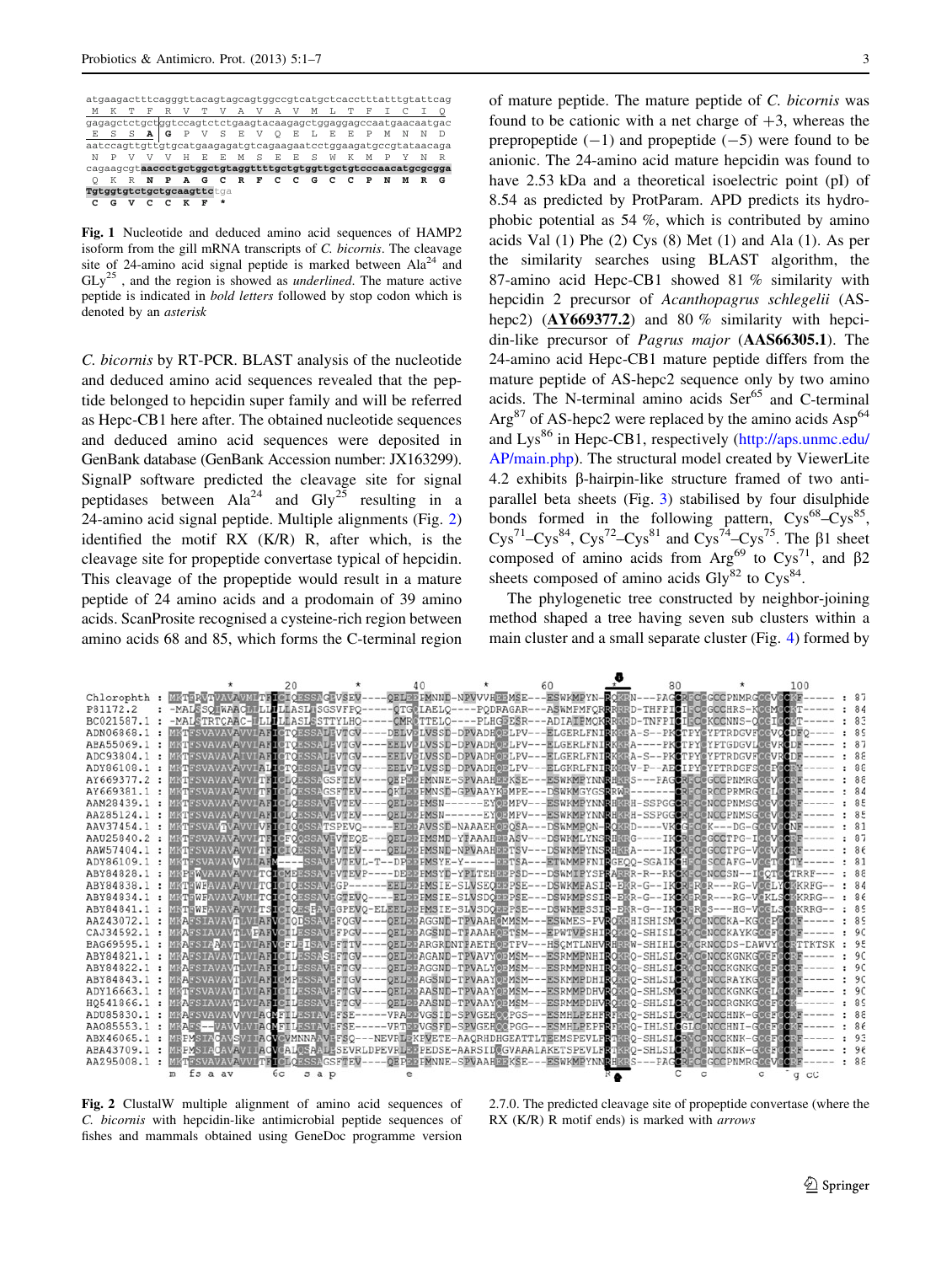```
atgaagactttcagggttacagtagcagtggccgtcatgctcaccttttatttgtattcag
 M  K  T  F  R  V  T  V  A  V  A  V  M  L  T  F  I  C  I  Q
gagagctctgctggtccagtctctgaagtacaagagctggaggagccaatgaacaatgac
 E  S  S  A | G  P  V  S  E  V  Q  E  L  E  E  P  M  N  N  D
aatccagttgttgtgcatgaagagatgtcagaagaatcctggaagatgccgtataacaga
 N  P  V  V  V  H  E  E  M  S  E  E  S  W  K  M  P  Y  N  R
cagaagcgtaaccctgctggctgtaggttttgctgtggttgctgtcccaacatgcgcgga
 Q  K  R  N  P  A  G  C  R  F  C  C  G  C  C  P  N  M  R  G
Tgtggtgtctgctgcaagttctga
 C  G  V  C  C  K  F  *
```

**Fig. 1** Nucleotide and deduced amino acid sequences of HAMP2 isoform from the gill mRNA transcripts of *C. bicornis*. The cleavage site of 24-amino acid signal peptide is marked between Ala[24] and GLy[25], and the region is showed as *underlined*. The mature active peptide is indicated in *bold letters* followed by stop codon which is denoted by an *asterisk*

*C. bicornis* by RT-PCR. BLAST analysis of the nucleotide and deduced amino acid sequences revealed that the peptide belonged to hepcidin super family and will be referred as Hepc-CB1 here after. The obtained nucleotide sequences and deduced amino acid sequences were deposited in GenBank database (GenBank Accession number: JX163299). SignalP software predicted the cleavage site for signal peptidases between Ala[24] and Gly[25] resulting in a 24-amino acid signal peptide. Multiple alignments (Fig. 2) identified the motif RX (K/R) R, after which, is the cleavage site for propeptide convertase typical of hepcidin. This cleavage of the propeptide would result in a mature peptide of 24 amino acids and a prodomain of 39 amino acids. ScanProsite recognised a cysteine-rich region between amino acids 68 and 85, which forms the C-terminal region of mature peptide. The mature peptide of *C. bicornis* was found to be cationic with a net charge of +3, whereas the prepropeptide (−1) and propeptide (−5) were found to be anionic. The 24-amino acid mature hepcidin was found to have 2.53 kDa and a theoretical isoelectric point (pI) of 8.54 as predicted by ProtParam. APD predicts its hydrophobic potential as 54 %, which is contributed by amino acids Val (1) Phe (2) Cys (8) Met (1) and Ala (1). As per the similarity searches using BLAST algorithm, the 87-amino acid Hepc-CB1 showed 81 % similarity with hepcidin 2 precursor of *Acanthopagrus schlegelii* (AS-hepc2) (**AY669377.2**) and 80 % similarity with hepcidin-like precursor of *Pagrus major* (**AAS66305.1**). The 24-amino acid Hepc-CB1 mature peptide differs from the mature peptide of AS-hepc2 sequence only by two amino acids. The N-terminal amino acids Ser[65] and C-terminal Arg[87] of AS-hepc2 were replaced by the amino acids Asp[64] and Lys[86] in Hepc-CB1, respectively (http://aps.unmc.edu/AP/main.php). The structural model created by ViewerLite 4.2 exhibits β-hairpin-like structure framed of two anti-parallel beta sheets (Fig. 3) stabilised by four disulphide bonds formed in the following pattern, Cys[68]–Cys[85], Cys[71]–Cys[84], Cys[72]–Cys[81] and Cys[74]–Cys[75]. The β1 sheet composed of amino acids from Arg[69] to Cys[71], and β2 sheets composed of amino acids Gly[82] to Cys[84].

The phylogenetic tree constructed by neighbor-joining method shaped a tree having seven sub clusters within a main cluster and a small separate cluster (Fig. 4) formed by

**Fig. 2** ClustalW multiple alignment of amino acid sequences of *C. bicornis* with hepcidin-like antimicrobial peptide sequences of fishes and mammals obtained using GeneDoc programme version 2.7.0. The predicted cleavage site of propeptide convertase (where the RX (K/R) R motif ends) is marked with *arrows*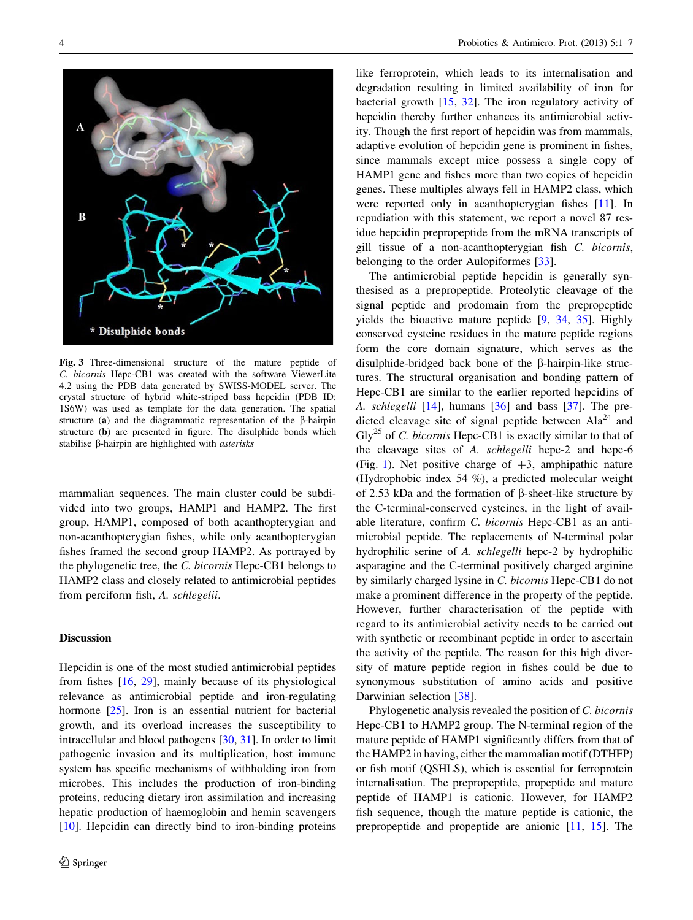**Fig. 3** Three-dimensional structure of the mature peptide of *C. bicornis* Hepc-CB1 was created with the software ViewerLite 4.2 using the PDB data generated by SWISS-MODEL server. The crystal structure of hybrid white-striped bass hepcidin (PDB ID: 1S6W) was used as template for the data generation. The spatial structure (**a**) and the diagrammatic representation of the β-hairpin structure (**b**) are presented in figure. The disulphide bonds which stabilise β-hairpin are highlighted with *asterisks*

mammalian sequences. The main cluster could be subdivided into two groups, HAMP1 and HAMP2. The first group, HAMP1, composed of both acanthopterygian and non-acanthopterygian fishes, while only acanthopterygian fishes framed the second group HAMP2. As portrayed by the phylogenetic tree, the *C. bicornis* Hepc-CB1 belongs to HAMP2 class and closely related to antimicrobial peptides from perciform fish, *A. schlegelii*.

## Discussion

Hepcidin is one of the most studied antimicrobial peptides from fishes [16, 29], mainly because of its physiological relevance as antimicrobial peptide and iron-regulating hormone [25]. Iron is an essential nutrient for bacterial growth, and its overload increases the susceptibility to intracellular and blood pathogens [30, 31]. In order to limit pathogenic invasion and its multiplication, host immune system has specific mechanisms of withholding iron from microbes. This includes the production of iron-binding proteins, reducing dietary iron assimilation and increasing hepatic production of haemoglobin and hemin scavengers [10]. Hepcidin can directly bind to iron-binding proteins like ferroprotein, which leads to its internalisation and degradation resulting in limited availability of iron for bacterial growth [15, 32]. The iron regulatory activity of hepcidin thereby further enhances its antimicrobial activity. Though the first report of hepcidin was from mammals, adaptive evolution of hepcidin gene is prominent in fishes, since mammals except mice possess a single copy of HAMP1 gene and fishes more than two copies of hepcidin genes. These multiples always fell in HAMP2 class, which were reported only in acanthopterygian fishes [11]. In repudiation with this statement, we report a novel 87 residue hepcidin prepropeptide from the mRNA transcripts of gill tissue of a non-acanthopterygian fish *C. bicornis*, belonging to the order Aulopiformes [33].

The antimicrobial peptide hepcidin is generally synthesised as a prepropeptide. Proteolytic cleavage of the signal peptide and prodomain from the prepropeptide yields the bioactive mature peptide [9, 34, 35]. Highly conserved cysteine residues in the mature peptide regions form the core domain signature, which serves as the disulphide-bridged back bone of the β-hairpin-like structures. The structural organisation and bonding pattern of Hepc-CB1 are similar to the earlier reported hepcidins of *A. schlegelli* [14], humans [36] and bass [37]. The predicted cleavage site of signal peptide between Ala[24] and Gly[25] of *C. bicornis* Hepc-CB1 is exactly similar to that of the cleavage sites of *A. schlegelli* hepc-2 and hepc-6 (Fig. 1). Net positive charge of +3, amphipatic nature (Hydrophobic index 54 %), a predicted molecular weight of 2.53 kDa and the formation of β-sheet-like structure by the C-terminal-conserved cysteines, in the light of available literature, confirm *C. bicornis* Hepc-CB1 as an antimicrobial peptide. The replacements of N-terminal polar hydrophilic serine of *A. schlegelli* hepc-2 by hydrophilic asparagine and the C-terminal positively charged arginine by similarly charged lysine in *C. bicornis* Hepc-CB1 do not make a prominent difference in the property of the peptide. However, further characterisation of the peptide with regard to its antimicrobial activity needs to be carried out with synthetic or recombinant peptide in order to ascertain the activity of the peptide. The reason for this high diversity of mature peptide region in fishes could be due to synonymous substitution of amino acids and positive Darwinian selection [38].

Phylogenetic analysis revealed the position of *C. bicornis* Hepc-CB1 to HAMP2 group. The N-terminal region of the mature peptide of HAMP1 significantly differs from that of the HAMP2 in having, either the mammalian motif (DTHFP) or fish motif (QSHLS), which is essential for ferroprotein internalisation. The prepropeptide, propeptide and mature peptide of HAMP1 is cationic. However, for HAMP2 fish sequence, though the mature peptide is cationic, the prepropeptide and propeptide are anionic [11, 15]. The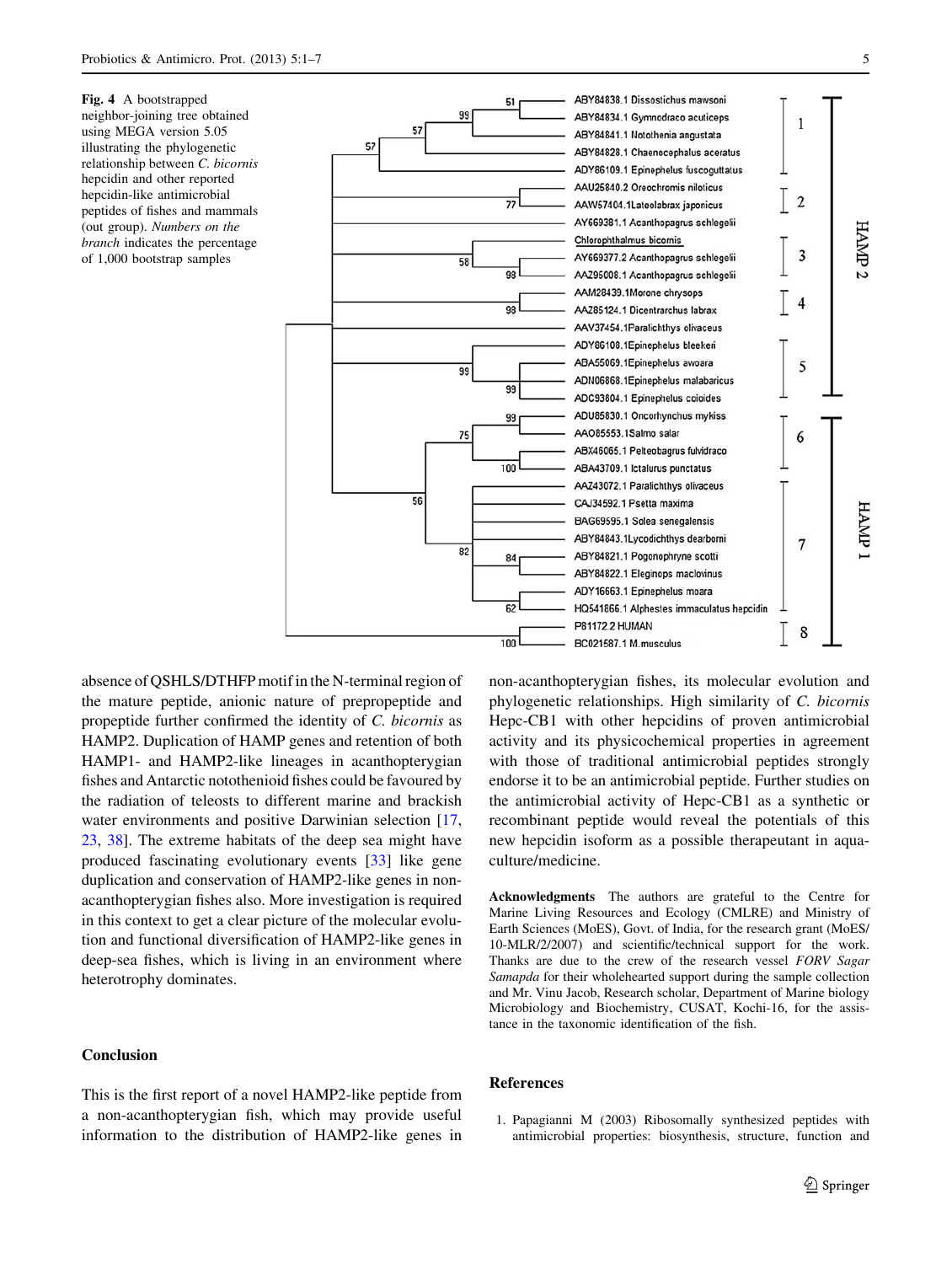**Fig. 4** A bootstrapped neighbor-joining tree obtained using MEGA version 5.05 illustrating the phylogenetic relationship between *C. bicornis* hepcidin and other reported hepcidin-like antimicrobial peptides of fishes and mammals (out group). *Numbers on the branch* indicates the percentage of 1,000 bootstrap samples

absence of QSHLS/DTHFP motif in the N-terminal region of the mature peptide, anionic nature of prepropeptide and propeptide further confirmed the identity of *C. bicornis* as HAMP2. Duplication of HAMP genes and retention of both HAMP1- and HAMP2-like lineages in acanthopterygian fishes and Antarctic notothenioid fishes could be favoured by the radiation of teleosts to different marine and brackish water environments and positive Darwinian selection [17, 23, 38]. The extreme habitats of the deep sea might have produced fascinating evolutionary events [33] like gene duplication and conservation of HAMP2-like genes in non-acanthopterygian fishes also. More investigation is required in this context to get a clear picture of the molecular evolution and functional diversification of HAMP2-like genes in deep-sea fishes, which is living in an environment where heterotrophy dominates.

## Conclusion

This is the first report of a novel HAMP2-like peptide from a non-acanthopterygian fish, which may provide useful information to the distribution of HAMP2-like genes in non-acanthopterygian fishes, its molecular evolution and phylogenetic relationships. High similarity of *C. bicornis* Hepc-CB1 with other hepcidins of proven antimicrobial activity and its physicochemical properties in agreement with those of traditional antimicrobial peptides strongly endorse it to be an antimicrobial peptide. Further studies on the antimicrobial activity of Hepc-CB1 as a synthetic or recombinant peptide would reveal the potentials of this new hepcidin isoform as a possible therapeutant in aquaculture/medicine.

**Acknowledgments** The authors are grateful to the Centre for Marine Living Resources and Ecology (CMLRE) and Ministry of Earth Sciences (MoES), Govt. of India, for the research grant (MoES/10-MLR/2/2007) and scientific/technical support for the work. Thanks are due to the crew of the research vessel *FORV Sagar Samapda* for their wholehearted support during the sample collection and Mr. Vinu Jacob, Research scholar, Department of Marine biology Microbiology and Biochemistry, CUSAT, Kochi-16, for the assistance in the taxonomic identification of the fish.

## References

1. Papagianni M (2003) Ribosomally synthesized peptides with antimicrobial properties: biosynthesis, structure, function and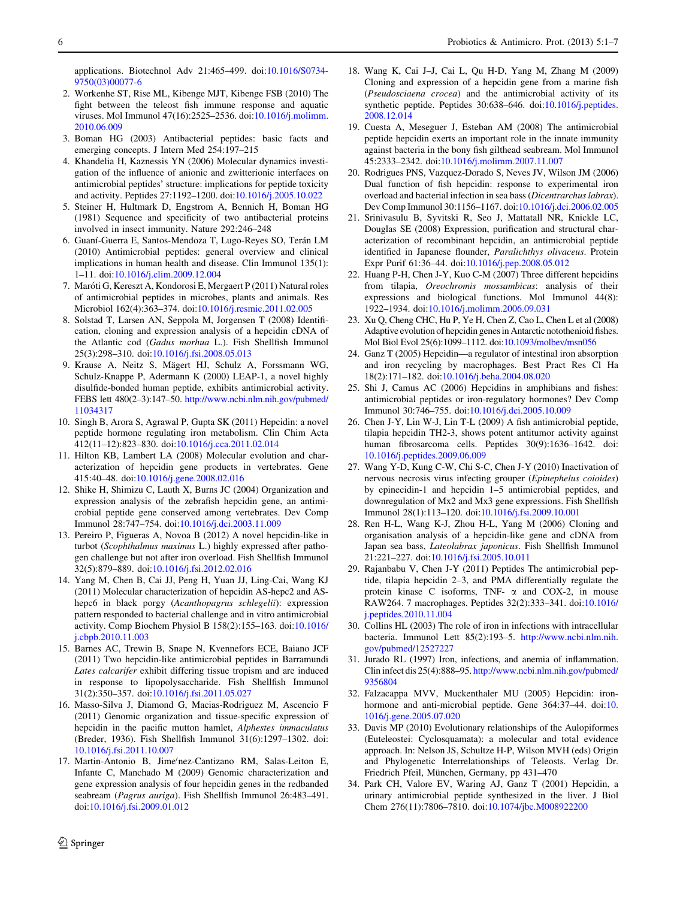applications. Biotechnol Adv 21:465–499. doi:10.1016/S0734-9750(03)00077-6

2. Workenhe ST, Rise ML, Kibenge MJT, Kibenge FSB (2010) The fight between the teleost fish immune response and aquatic viruses. Mol Immunol 47(16):2525–2536. doi:10.1016/j.molimm.2010.06.009
3. Boman HG (2003) Antibacterial peptides: basic facts and emerging concepts. J Intern Med 254:197–215
4. Khandelia H, Kaznessis YN (2006) Molecular dynamics investigation of the influence of anionic and zwitterionic interfaces on antimicrobial peptides' structure: implications for peptide toxicity and activity. Peptides 27:1192–1200. doi:10.1016/j.2005.10.022
5. Steiner H, Hultmark D, Engstrom A, Bennich H, Boman HG (1981) Sequence and specificity of two antibacterial proteins involved in insect immunity. Nature 292:246–248
6. Guaní-Guerra E, Santos-Mendoza T, Lugo-Reyes SO, Terán LM (2010) Antimicrobial peptides: general overview and clinical implications in human health and disease. Clin Immunol 135(1): 1–11. doi:10.1016/j.clim.2009.12.004
7. Maróti G, Kereszt A, Kondorosi E, Mergaert P (2011) Natural roles of antimicrobial peptides in microbes, plants and animals. Res Microbiol 162(4):363–374. doi:10.1016/j.resmic.2011.02.005
8. Solstad T, Larsen AN, Seppola M, Jorgensen T (2008) Identification, cloning and expression analysis of a hepcidin cDNA of the Atlantic cod (*Gadus morhua* L.). Fish Shellfish Immunol 25(3):298–310. doi:10.1016/j.fsi.2008.05.013
9. Krause A, Neitz S, Mägert HJ, Schulz A, Forssmann WG, Schulz-Knappe P, Adermann K (2000) LEAP-1, a novel highly disulfide-bonded human peptide, exhibits antimicrobial activity. FEBS lett 480(2–3):147–50. http://www.ncbi.nlm.nih.gov/pubmed/11034317
10. Singh B, Arora S, Agrawal P, Gupta SK (2011) Hepcidin: a novel peptide hormone regulating iron metabolism. Clin Chim Acta 412(11–12):823–830. doi:10.1016/j.cca.2011.02.014
11. Hilton KB, Lambert LA (2008) Molecular evolution and characterization of hepcidin gene products in vertebrates. Gene 415:40–48. doi:10.1016/j.gene.2008.02.016
12. Shike H, Shimizu C, Lauth X, Burns JC (2004) Organization and expression analysis of the zebrafish hepcidin gene, an antimicrobial peptide gene conserved among vertebrates. Dev Comp Immunol 28:747–754. doi:10.1016/j.dci.2003.11.009
13. Pereiro P, Figueras A, Novoa B (2012) A novel hepcidin-like in turbot (*Scophthalmus maximus* L.) highly expressed after pathogen challenge but not after iron overload. Fish Shellfish Immunol 32(5):879–889. doi:10.1016/j.fsi.2012.02.016
14. Yang M, Chen B, Cai JJ, Peng H, Yuan JJ, Ling-Cai, Wang KJ (2011) Molecular characterization of hepcidin AS-hepc2 and AS-hepc6 in black porgy (*Acanthopagrus schlegelii*): expression pattern responded to bacterial challenge and in vitro antimicrobial activity. Comp Biochem Physiol B 158(2):155–163. doi:10.1016/j.cbpb.2010.11.003
15. Barnes AC, Trewin B, Snape N, Kvennefors ECE, Baiano JCF (2011) Two hepcidin-like antimicrobial peptides in Barramundi *Lates calcarifer* exhibit differing tissue tropism and are induced in response to lipopolysaccharide. Fish Shellfish Immunol 31(2):350–357. doi:10.1016/j.fsi.2011.05.027
16. Masso-Silva J, Diamond G, Macias-Rodriguez M, Ascencio F (2011) Genomic organization and tissue-specific expression of hepcidin in the pacific mutton hamlet, *Alphestes immaculatus* (Breder, 1936). Fish Shellfish Immunol 31(6):1297–1302. doi:10.1016/j.fsi.2011.10.007
17. Martin-Antonio B, Jime′nez-Cantizano RM, Salas-Leiton E, Infante C, Manchado M (2009) Genomic characterization and gene expression analysis of four hepcidin genes in the redbanded seabream (*Pagrus auriga*). Fish Shellfish Immunol 26:483–491. doi:10.1016/j.fsi.2009.01.012
18. Wang K, Cai J–J, Cai L, Qu H-D, Yang M, Zhang M (2009) Cloning and expression of a hepcidin gene from a marine fish (*Pseudosciaena crocea*) and the antimicrobial activity of its synthetic peptide. Peptides 30:638–646. doi:10.1016/j.peptides.2008.12.014
19. Cuesta A, Meseguer J, Esteban AM (2008) The antimicrobial peptide hepcidin exerts an important role in the innate immunity against bacteria in the bony fish gilthead seabream. Mol Immunol 45:2333–2342. doi:10.1016/j.molimm.2007.11.007
20. Rodrigues PNS, Vazquez-Dorado S, Neves JV, Wilson JM (2006) Dual function of fish hepcidin: response to experimental iron overload and bacterial infection in sea bass (*Dicentrarchus labrax*). Dev Comp Immunol 30:1156–1167. doi:10.1016/j.dci.2006.02.005
21. Srinivasulu B, Syvitski R, Seo J, Mattatall NR, Knickle LC, Douglas SE (2008) Expression, purification and structural characterization of recombinant hepcidin, an antimicrobial peptide identified in Japanese flounder, *Paralichthys olivaceus*. Protein Expr Purif 61:36–44. doi:10.1016/j.pep.2008.05.012
22. Huang P-H, Chen J-Y, Kuo C-M (2007) Three different hepcidins from tilapia, *Oreochromis mossambicus*: analysis of their expressions and biological functions. Mol Immunol 44(8): 1922–1934. doi:10.1016/j.molimm.2006.09.031
23. Xu Q, Cheng CHC, Hu P, Ye H, Chen Z, Cao L, Chen L et al (2008) Adaptive evolution of hepcidin genes in Antarctic notothenioid fishes. Mol Biol Evol 25(6):1099–1112. doi:10.1093/molbev/msn056
24. Ganz T (2005) Hepcidin—a regulator of intestinal iron absorption and iron recycling by macrophages. Best Pract Res Cl Ha 18(2):171–182. doi:10.1016/j.beha.2004.08.020
25. Shi J, Camus AC (2006) Hepcidins in amphibians and fishes: antimicrobial peptides or iron-regulatory hormones? Dev Comp Immunol 30:746–755. doi:10.1016/j.dci.2005.10.009
26. Chen J-Y, Lin W-J, Lin T-L (2009) A fish antimicrobial peptide, tilapia hepcidin TH2-3, shows potent antitumor activity against human fibrosarcoma cells. Peptides 30(9):1636–1642. doi:10.1016/j.peptides.2009.06.009
27. Wang Y-D, Kung C-W, Chi S-C, Chen J-Y (2010) Inactivation of nervous necrosis virus infecting grouper (*Epinephelus coioides*) by epinecidin-1 and hepcidin 1–5 antimicrobial peptides, and downregulation of Mx2 and Mx3 gene expressions. Fish Shellfish Immunol 28(1):113–120. doi:10.1016/j.fsi.2009.10.001
28. Ren H-L, Wang K-J, Zhou H-L, Yang M (2006) Cloning and organisation analysis of a hepcidin-like gene and cDNA from Japan sea bass, *Lateolabrax japonicus*. Fish Shellfish Immunol 21:221–227. doi:10.1016/j.fsi.2005.10.011
29. Rajanbabu V, Chen J-Y (2011) Peptides The antimicrobial peptide, tilapia hepcidin 2–3, and PMA differentially regulate the protein kinase C isoforms, TNF- α and COX-2, in mouse RAW264. 7 macrophages. Peptides 32(2):333–341. doi:10.1016/j.peptides.2010.11.004
30. Collins HL (2003) The role of iron in infections with intracellular bacteria. Immunol Lett 85(2):193–5. http://www.ncbi.nlm.nih.gov/pubmed/12527227
31. Jurado RL (1997) Iron, infections, and anemia of inflammation. Clin infect dis 25(4):888–95. http://www.ncbi.nlm.nih.gov/pubmed/9356804
32. Falzacappa MVV, Muckenthaler MU (2005) Hepcidin: iron-hormone and anti-microbial peptide. Gene 364:37–44. doi:10.1016/j.gene.2005.07.020
33. Davis MP (2010) Evolutionary relationships of the Aulopiformes (Euteleostei: Cyclosquamata): a molecular and total evidence approach. In: Nelson JS, Schultze H-P, Wilson MVH (eds) Origin and Phylogenetic Interrelationships of Teleosts. Verlag Dr. Friedrich Pfeil, München, Germany, pp 431–470
34. Park CH, Valore EV, Waring AJ, Ganz T (2001) Hepcidin, a urinary antimicrobial peptide synthesized in the liver. J Biol Chem 276(11):7806–7810. doi:10.1074/jbc.M008922200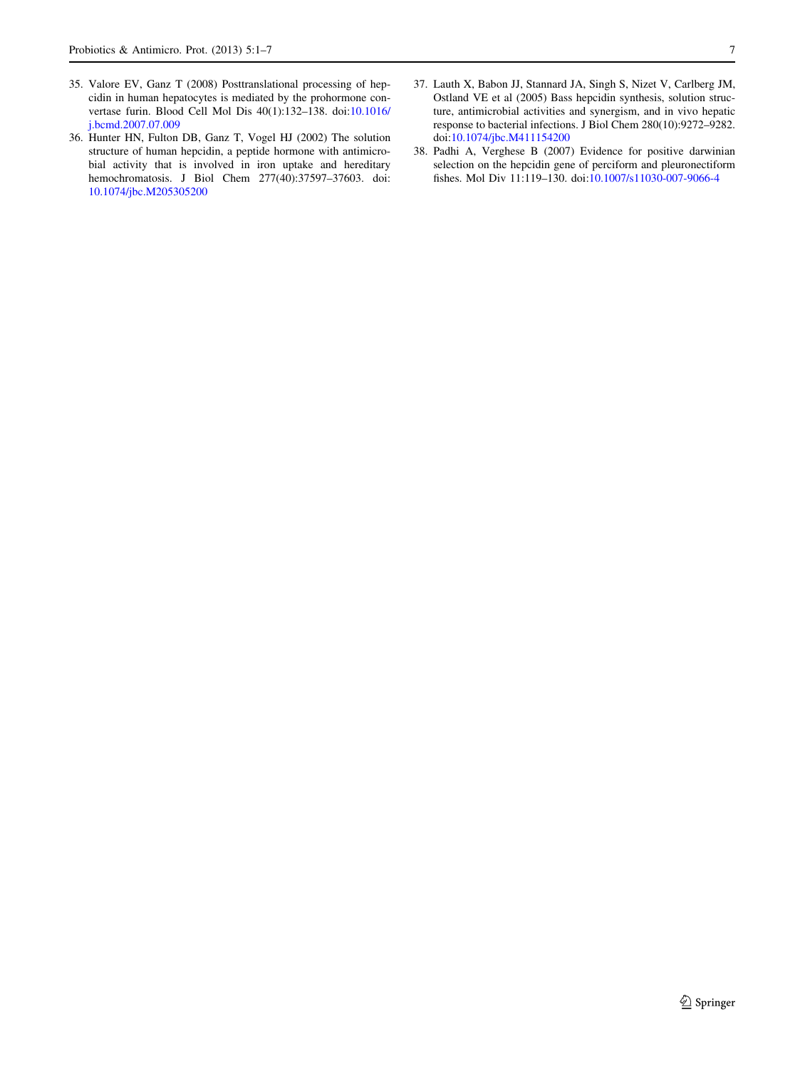35. Valore EV, Ganz T (2008) Posttranslational processing of hepcidin in human hepatocytes is mediated by the prohormone convertase furin. Blood Cell Mol Dis 40(1):132–138. doi:10.1016/j.bcmd.2007.07.009
36. Hunter HN, Fulton DB, Ganz T, Vogel HJ (2002) The solution structure of human hepcidin, a peptide hormone with antimicrobial activity that is involved in iron uptake and hereditary hemochromatosis. J Biol Chem 277(40):37597–37603. doi:10.1074/jbc.M205305200
37. Lauth X, Babon JJ, Stannard JA, Singh S, Nizet V, Carlberg JM, Ostland VE et al (2005) Bass hepcidin synthesis, solution structure, antimicrobial activities and synergism, and in vivo hepatic response to bacterial infections. J Biol Chem 280(10):9272–9282. doi:10.1074/jbc.M411154200
38. Padhi A, Verghese B (2007) Evidence for positive darwinian selection on the hepcidin gene of perciform and pleuronectiform fishes. Mol Div 11:119–130. doi:10.1007/s11030-007-9066-4